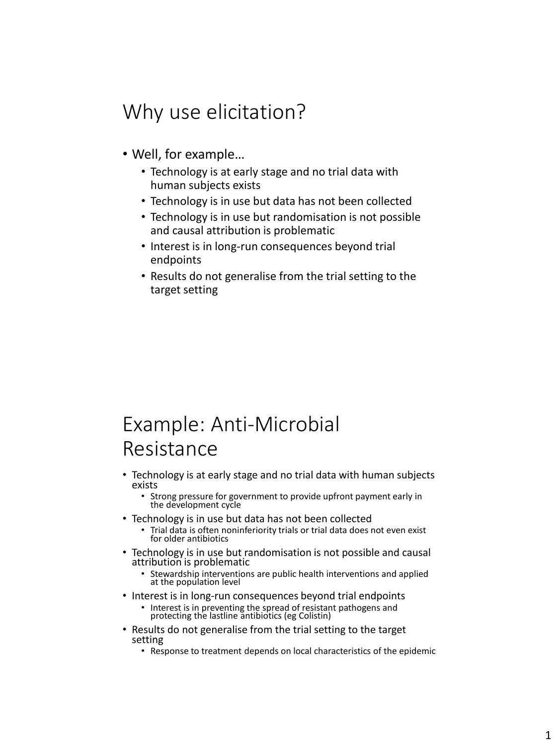# Why use elicitation?

- Well, for example…
  - Technology is at early stage and no trial data with human subjects exists
  - Technology is in use but data has not been collected
  - Technology is in use but randomisation is not possible and causal attribution is problematic
  - Interest is in long-run consequences beyond trial endpoints
  - Results do not generalise from the trial setting to the target setting

# Example: Anti-Microbial Resistance

- Technology is at early stage and no trial data with human subjects exists
  - Strong pressure for government to provide upfront payment early in the development cycle
- Technology is in use but data has not been collected
  - Trial data is often noninferiority trials or trial data does not even exist for older antibiotics
- Technology is in use but randomisation is not possible and causal attribution is problematic
  - Stewardship interventions are public health interventions and applied at the population level
- Interest is in long-run consequences beyond trial endpoints
  - Interest is in preventing the spread of resistant pathogens and protecting the lastline antibiotics (eg Colistin)
- Results do not generalise from the trial setting to the target setting
  - Response to treatment depends on local characteristics of the epidemic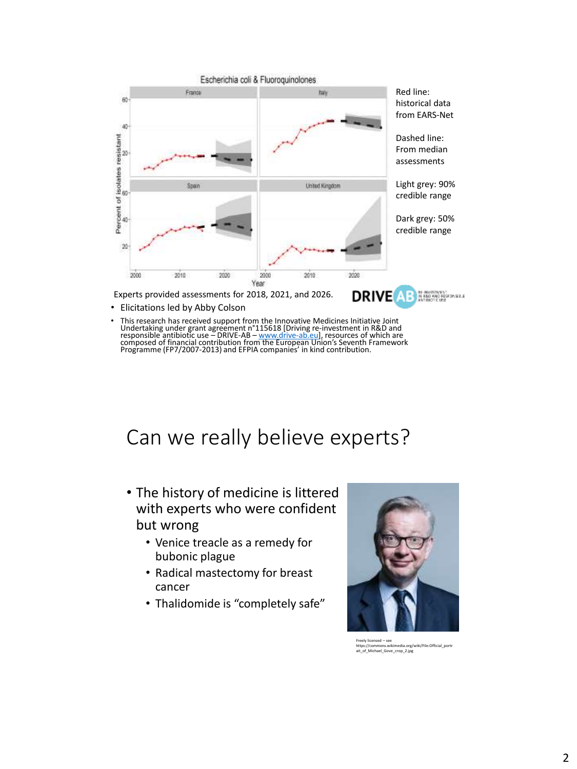Red line: historical data from EARS-Net

Dashed line: From median assessments

Light grey: 90% credible range

Dark grey: 50% credible range

Experts provided assessments for 2018, 2021, and 2026.

- Elicitations led by Abby Colson
- This research has received support from the Innovative Medicines Initiative Joint Undertaking under grant agreement n°115618 [Driving re-investment in R&D and responsible antibiotic use – DRIVE-AB – www.drive-ab.eu], resources of which are composed of financial contribution from the European Union's Seventh Framework Programme (FP7/2007-2013) and EFPIA companies' in kind contribution.

# Can we really believe experts?

- The history of medicine is littered with experts who were confident but wrong
  - Venice treacle as a remedy for bubonic plague
  - Radical mastectomy for breast cancer
  - Thalidomide is "completely safe"

Freely licensed – see https://commons.wikimedia.org/wiki/File:Official_portrait_of_Michael_Gove_crop_2.jpg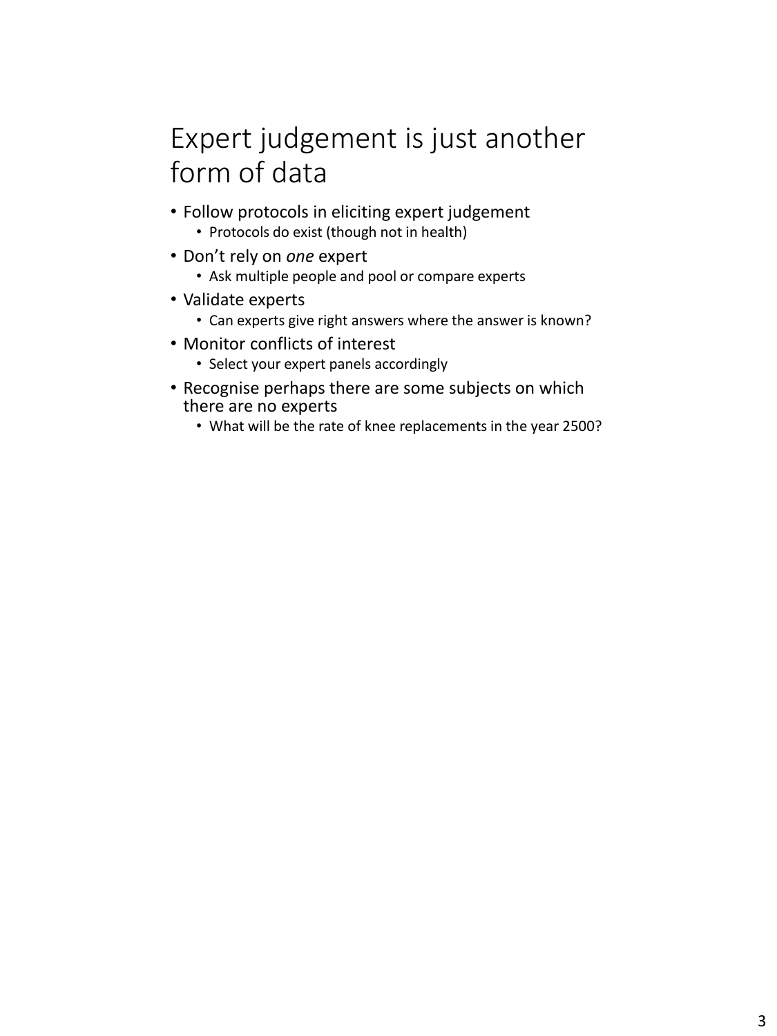# Expert judgement is just another form of data

- Follow protocols in eliciting expert judgement
  - Protocols do exist (though not in health)
- Don't rely on *one* expert
  - Ask multiple people and pool or compare experts
- Validate experts
  - Can experts give right answers where the answer is known?
- Monitor conflicts of interest
  - Select your expert panels accordingly
- Recognise perhaps there are some subjects on which there are no experts
  - What will be the rate of knee replacements in the year 2500?